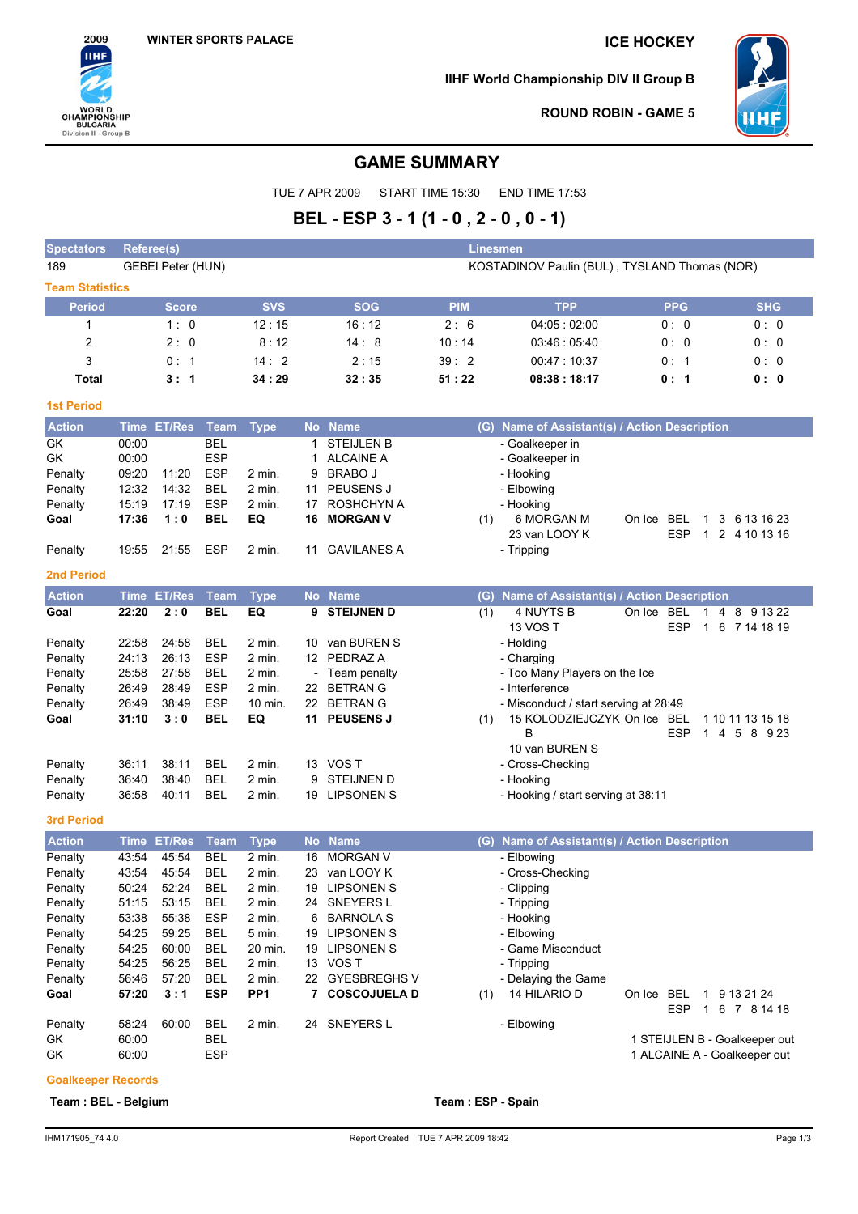WINTER SPORTS PALACE

ICE HOCKEY

IIHF World Championship DIV II Group B

ROUND ROBIN - GAME 5

# GAME SUMMARY

TUE 7 APR 2009 START TIME 15:30 END TIME 17:53

## BEL - ESP 3 - 1 (1 - 0 , 2 - 0 , 0 - 1)

| Spectators | Referee(s) | Linesmen |
|---|---|---|
| 189 | GEBEI Peter (HUN) | KOSTADINOV Paulin (BUL) , TYSLAND Thomas (NOR) |

### Team Statistics

| Period | Score | SVS | SOG | PIM | TPP | PPG | SHG |
|---|---|---|---|---|---|---|---|
| 1 | 1 : 0 | 12 : 15 | 16 : 12 | 2 : 6 | 04:05 : 02:00 | 0 : 0 | 0 : 0 |
| 2 | 2 : 0 | 8 : 12 | 14 : 8 | 10 : 14 | 03:46 : 05:40 | 0 : 0 | 0 : 0 |
| 3 | 0 : 1 | 14 : 2 | 2 : 15 | 39 : 2 | 00:47 : 10:37 | 0 : 1 | 0 : 0 |
| **Total** | **3 : 1** | **34 : 29** | **32 : 35** | **51 : 22** | **08:38 : 18:17** | **0 : 1** | **0 : 0** |

### 1st Period

| Action | Time | ET/Res | Team | Type | No | Name | (G) | Name of Assistant(s) / Action Description |
|---|---|---|---|---|---|---|---|---|
| GK | 00:00 | | BEL | | 1 | STEIJLEN B | | - Goalkeeper in |
| GK | 00:00 | | ESP | | 1 | ALCAINE A | | - Goalkeeper in |
| Penalty | 09:20 | 11:20 | ESP | 2 min. | 9 | BRABO J | | - Hooking |
| Penalty | 12:32 | 14:32 | BEL | 2 min. | 11 | PEUSENS J | | - Elbowing |
| Penalty | 15:19 | 17:19 | ESP | 2 min. | 17 | ROSHCHYN A | | - Hooking |
| **Goal** | **17:36** | **1 : 0** | **BEL** | **EQ** | **16** | **MORGAN V** | (1) | 6 MORGAN M, 23 van LOOY K — On Ice BEL 1 3 6 13 16 23; ESP 1 2 4 10 13 16 |
| Penalty | 19:55 | 21:55 | ESP | 2 min. | 11 | GAVILANES A | | - Tripping |

### 2nd Period

| Action | Time | ET/Res | Team | Type | No | Name | (G) | Name of Assistant(s) / Action Description |
|---|---|---|---|---|---|---|---|---|
| **Goal** | **22:20** | **2 : 0** | **BEL** | **EQ** | **9** | **STEIJNEN D** | (1) | 4 NUYTS B, 13 VOS T — On Ice BEL 1 4 8 9 13 22; ESP 1 6 7 14 18 19 |
| Penalty | 22:58 | 24:58 | BEL | 2 min. | 10 | van BUREN S | | - Holding |
| Penalty | 24:13 | 26:13 | ESP | 2 min. | 12 | PEDRAZ A | | - Charging |
| Penalty | 25:58 | 27:58 | BEL | 2 min. | - | Team penalty | | - Too Many Players on the Ice |
| Penalty | 26:49 | 28:49 | ESP | 2 min. | 22 | BETRAN G | | - Interference |
| Penalty | 26:49 | 38:49 | ESP | 10 min. | 22 | BETRAN G | | - Misconduct / start serving at 28:49 |
| **Goal** | **31:10** | **3 : 0** | **BEL** | **EQ** | **11** | **PEUSENS J** | (1) | 15 KOLODZIEJCZYK B, 10 van BUREN S — On Ice BEL 1 10 11 13 15 18; ESP 1 4 5 8 9 23 |
| Penalty | 36:11 | 38:11 | BEL | 2 min. | 13 | VOS T | | - Cross-Checking |
| Penalty | 36:40 | 38:40 | BEL | 2 min. | 9 | STEIJNEN D | | - Hooking |
| Penalty | 36:58 | 40:11 | BEL | 2 min. | 19 | LIPSONEN S | | - Hooking / start serving at 38:11 |

### 3rd Period

| Action | Time | ET/Res | Team | Type | No | Name | (G) | Name of Assistant(s) / Action Description |
|---|---|---|---|---|---|---|---|---|
| Penalty | 43:54 | 45:54 | BEL | 2 min. | 16 | MORGAN V | | - Elbowing |
| Penalty | 43:54 | 45:54 | BEL | 2 min. | 23 | van LOOY K | | - Cross-Checking |
| Penalty | 50:24 | 52:24 | BEL | 2 min. | 19 | LIPSONEN S | | - Clipping |
| Penalty | 51:15 | 53:15 | BEL | 2 min. | 24 | SNEYERS L | | - Tripping |
| Penalty | 53:38 | 55:38 | ESP | 2 min. | 6 | BARNOLA S | | - Hooking |
| Penalty | 54:25 | 59:25 | BEL | 5 min. | 19 | LIPSONEN S | | - Elbowing |
| Penalty | 54:25 | 60:00 | BEL | 20 min. | 19 | LIPSONEN S | | - Game Misconduct |
| Penalty | 54:25 | 56:25 | BEL | 2 min. | 13 | VOS T | | - Tripping |
| Penalty | 56:46 | 57:20 | BEL | 2 min. | 22 | GYESBREGHS V | | - Delaying the Game |
| **Goal** | **57:20** | **3 : 1** | **ESP** | **PP1** | **7** | **COSCOJUELA D** | (1) | 14 HILARIO D — On Ice BEL 1 9 13 21 24; ESP 1 6 7 8 14 18 |
| Penalty | 58:24 | 60:00 | BEL | 2 min. | 24 | SNEYERS L | | - Elbowing |
| GK | 60:00 | | BEL | | | | | 1 STEIJLEN B - Goalkeeper out |
| GK | 60:00 | | ESP | | | | | 1 ALCAINE A - Goalkeeper out |

### Goalkeeper Records

**Team : BEL - Belgium**

**Team : ESP - Spain**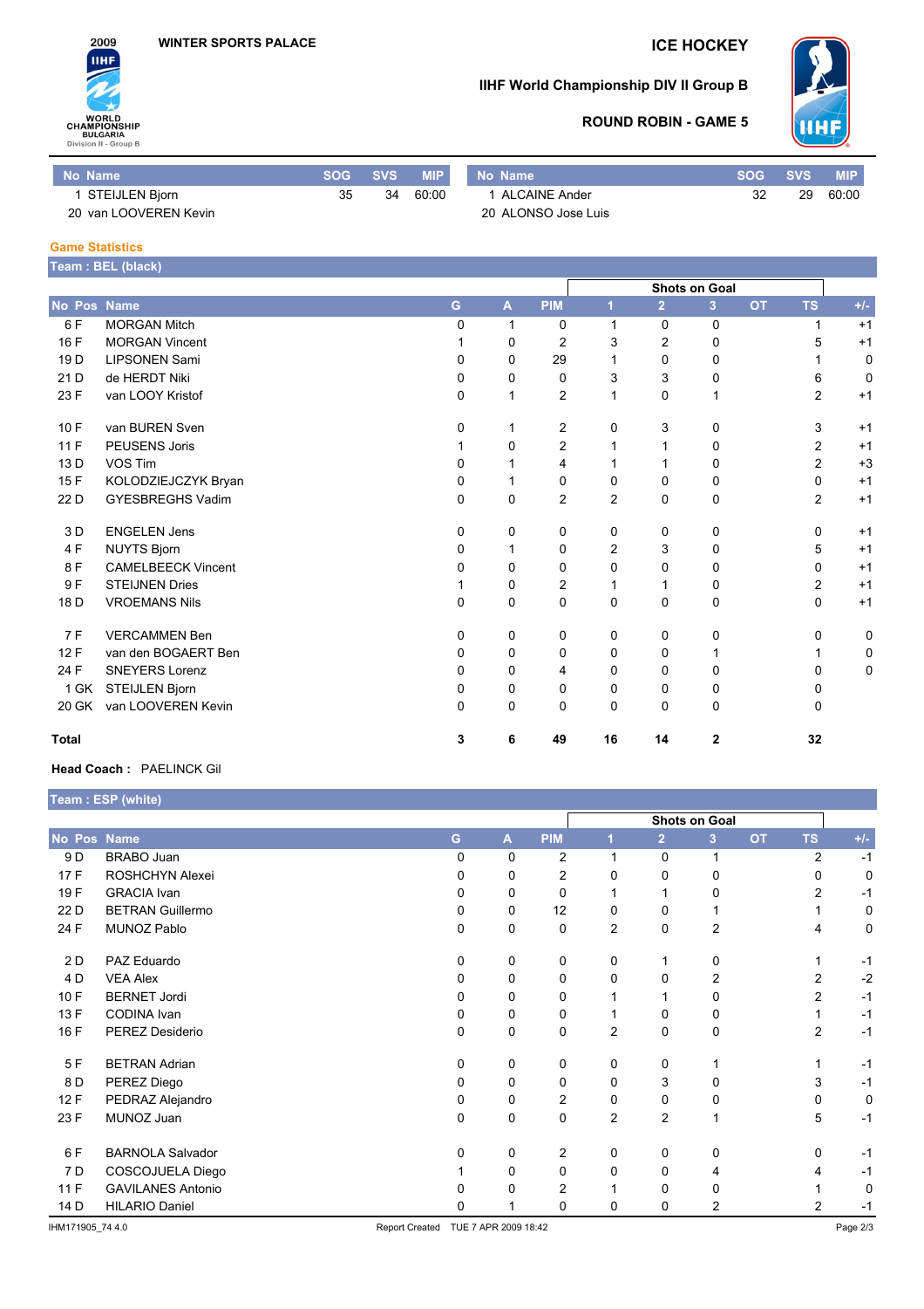2009 WINTER SPORTS PALACE — WORLD CHAMPIONSHIP BULGARIA Division II - Group B

# ICE HOCKEY

## IIHF World Championship DIV II Group B

### ROUND ROBIN - GAME 5

| No | Name | SOG | SVS | MIP |
|---|---|---|---|---|
| 1 | STEIJLEN Bjorn | 35 | 34 | 60:00 |
| 20 | van LOOVEREN Kevin | | | |

| No | Name | SOG | SVS | MIP |
|---|---|---|---|---|
| 1 | ALCAINE Ander | 32 | 29 | 60:00 |
| 20 | ALONSO Jose Luis | | | |

## Game Statistics

### Team : BEL (black)

| No | Pos | Name | G | A | PIM | Shots on Goal 1 | 2 | 3 | OT | TS | +/- |
|---|---|---|---|---|---|---|---|---|---|---|---|
| 6 | F | MORGAN Mitch | 0 | 1 | 0 | 1 | 0 | 0 | | 1 | +1 |
| 16 | F | MORGAN Vincent | 1 | 0 | 2 | 3 | 2 | 0 | | 5 | +1 |
| 19 | D | LIPSONEN Sami | 0 | 0 | 29 | 1 | 0 | 0 | | 1 | 0 |
| 21 | D | de HERDT Niki | 0 | 0 | 0 | 3 | 3 | 0 | | 6 | 0 |
| 23 | F | van LOOY Kristof | 0 | 1 | 2 | 1 | 0 | 1 | | 2 | +1 |
| 10 | F | van BUREN Sven | 0 | 1 | 2 | 0 | 3 | 0 | | 3 | +1 |
| 11 | F | PEUSENS Joris | 1 | 0 | 2 | 1 | 1 | 0 | | 2 | +1 |
| 13 | D | VOS Tim | 0 | 1 | 4 | 1 | 1 | 0 | | 2 | +3 |
| 15 | F | KOLODZIEJCZYK Bryan | 0 | 1 | 0 | 0 | 0 | 0 | | 0 | +1 |
| 22 | D | GYESBREGHS Vadim | 0 | 0 | 2 | 2 | 0 | 0 | | 2 | +1 |
| 3 | D | ENGELEN Jens | 0 | 0 | 0 | 0 | 0 | 0 | | 0 | +1 |
| 4 | F | NUYTS Bjorn | 0 | 1 | 0 | 2 | 3 | 0 | | 5 | +1 |
| 8 | F | CAMELBEECK Vincent | 0 | 0 | 0 | 0 | 0 | 0 | | 0 | +1 |
| 9 | F | STEIJNEN Dries | 1 | 0 | 2 | 1 | 1 | 0 | | 2 | +1 |
| 18 | D | VROEMANS Nils | 0 | 0 | 0 | 0 | 0 | 0 | | 0 | +1 |
| 7 | F | VERCAMMEN Ben | 0 | 0 | 0 | 0 | 0 | 0 | | 0 | 0 |
| 12 | F | van den BOGAERT Ben | 0 | 0 | 0 | 0 | 0 | 1 | | 1 | 0 |
| 24 | F | SNEYERS Lorenz | 0 | 0 | 4 | 0 | 0 | 0 | | 0 | 0 |
| 1 | GK | STEIJLEN Bjorn | 0 | 0 | 0 | 0 | 0 | 0 | | 0 | |
| 20 | GK | van LOOVEREN Kevin | 0 | 0 | 0 | 0 | 0 | 0 | | 0 | |
| **Total** | | | **3** | **6** | **49** | **16** | **14** | **2** | | **32** | |

**Head Coach :** PAELINCK Gil

### Team : ESP (white)

| No | Pos | Name | G | A | PIM | Shots on Goal 1 | 2 | 3 | OT | TS | +/- |
|---|---|---|---|---|---|---|---|---|---|---|---|
| 9 | D | BRABO Juan | 0 | 0 | 2 | 1 | 0 | 1 | | 2 | -1 |
| 17 | F | ROSHCHYN Alexei | 0 | 0 | 2 | 0 | 0 | 0 | | 0 | 0 |
| 19 | F | GRACIA Ivan | 0 | 0 | 0 | 1 | 1 | 0 | | 2 | -1 |
| 22 | D | BETRAN Guillermo | 0 | 0 | 12 | 0 | 0 | 1 | | 1 | 0 |
| 24 | F | MUNOZ Pablo | 0 | 0 | 0 | 2 | 0 | 2 | | 4 | 0 |
| 2 | D | PAZ Eduardo | 0 | 0 | 0 | 0 | 1 | 0 | | 1 | -1 |
| 4 | D | VEA Alex | 0 | 0 | 0 | 0 | 0 | 2 | | 2 | -2 |
| 10 | F | BERNET Jordi | 0 | 0 | 0 | 1 | 1 | 0 | | 2 | -1 |
| 13 | F | CODINA Ivan | 0 | 0 | 0 | 1 | 0 | 0 | | 1 | -1 |
| 16 | F | PEREZ Desiderio | 0 | 0 | 0 | 2 | 0 | 0 | | 2 | -1 |
| 5 | F | BETRAN Adrian | 0 | 0 | 0 | 0 | 0 | 1 | | 1 | -1 |
| 8 | D | PEREZ Diego | 0 | 0 | 0 | 0 | 3 | 0 | | 3 | -1 |
| 12 | F | PEDRAZ Alejandro | 0 | 0 | 2 | 0 | 0 | 0 | | 0 | 0 |
| 23 | F | MUNOZ Juan | 0 | 0 | 0 | 2 | 2 | 1 | | 5 | -1 |
| 6 | F | BARNOLA Salvador | 0 | 0 | 2 | 0 | 0 | 0 | | 0 | -1 |
| 7 | D | COSCOJUELA Diego | 1 | 0 | 0 | 0 | 0 | 4 | | 4 | -1 |
| 11 | F | GAVILANES Antonio | 0 | 0 | 2 | 1 | 0 | 0 | | 1 | 0 |
| 14 | D | HILARIO Daniel | 0 | 1 | 0 | 0 | 0 | 2 | | 2 | -1 |

IHM171905_74 4.0 Report Created TUE 7 APR 2009 18:42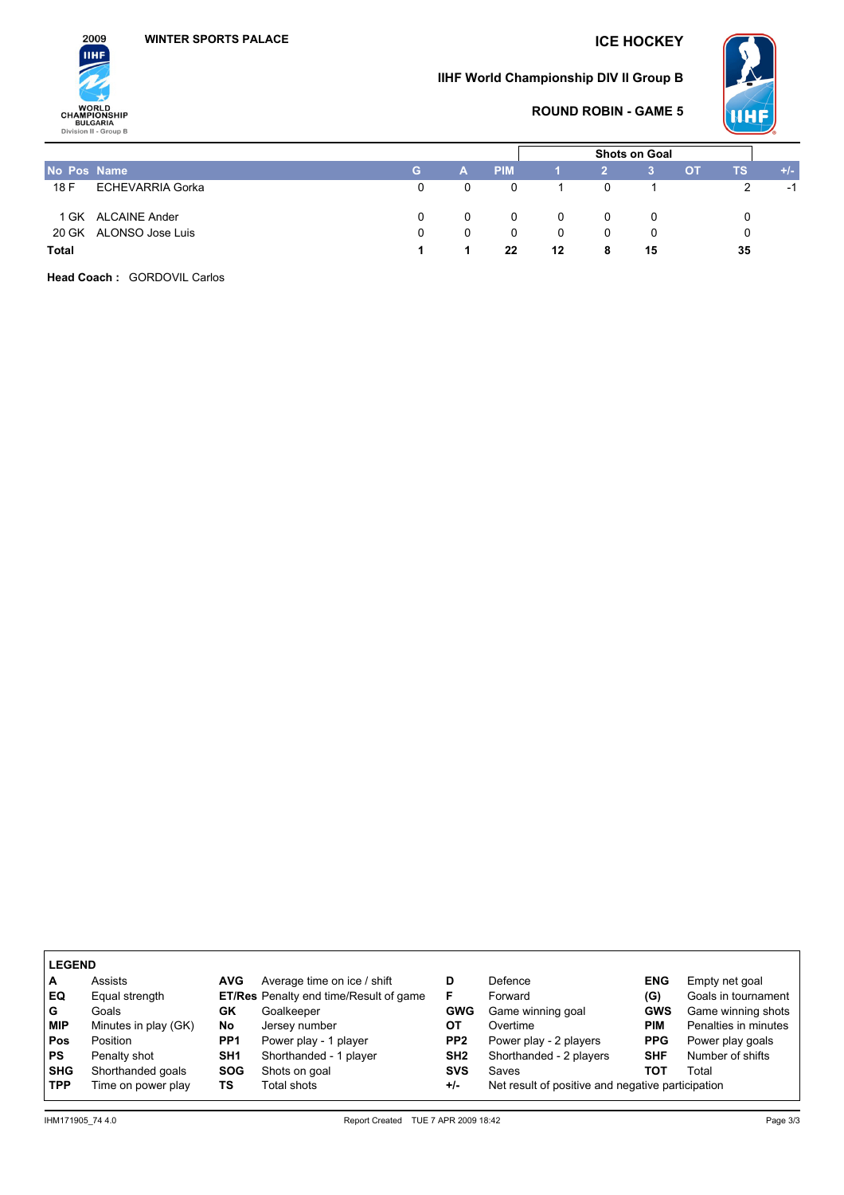WINTER SPORTS PALACE

# ICE HOCKEY

## IIHF World Championship DIV II Group B

### ROUND ROBIN - GAME 5

| No | Pos | Name | G | A | PIM | Shots on Goal 1 | 2 | 3 | OT | TS | +/- |
|---|---|---|---|---|---|---|---|---|---|---|---|
| 18 | F | ECHEVARRIA Gorka | 0 | 0 | 0 | 1 | 0 | 1 | | 2 | -1 |
| 1 | GK | ALCAINE Ander | 0 | 0 | 0 | 0 | 0 | 0 | | 0 | |
| 20 | GK | ALONSO Jose Luis | 0 | 0 | 0 | 0 | 0 | 0 | | 0 | |
| **Total** | | | **1** | **1** | **22** | **12** | **8** | **15** | | **35** | |

**Head Coach :** GORDOVIL Carlos

**LEGEND**

| | | | | | | | |
|---|---|---|---|---|---|---|---|
| **A** | Assists | **AVG** | Average time on ice / shift | **D** | Defence | **ENG** | Empty net goal |
| **EQ** | Equal strength | **ET/Res** | Penalty end time/Result of game | **F** | Forward | **(G)** | Goals in tournament |
| **G** | Goals | **GK** | Goalkeeper | **GWG** | Game winning goal | **GWS** | Game winning shots |
| **MIP** | Minutes in play (GK) | **No** | Jersey number | **OT** | Overtime | **PIM** | Penalties in minutes |
| **Pos** | Position | **PP1** | Power play - 1 player | **PP2** | Power play - 2 players | **PPG** | Power play goals |
| **PS** | Penalty shot | **SH1** | Shorthanded - 1 player | **SH2** | Shorthanded - 2 players | **SHF** | Number of shifts |
| **SHG** | Shorthanded goals | **SOG** | Shots on goal | **SVS** | Saves | **TOT** | Total |
| **TPP** | Time on power play | **TS** | Total shots | **+/-** | Net result of positive and negative participation | | |

IHM171905_74 4.0 Report Created TUE 7 APR 2009 18:42